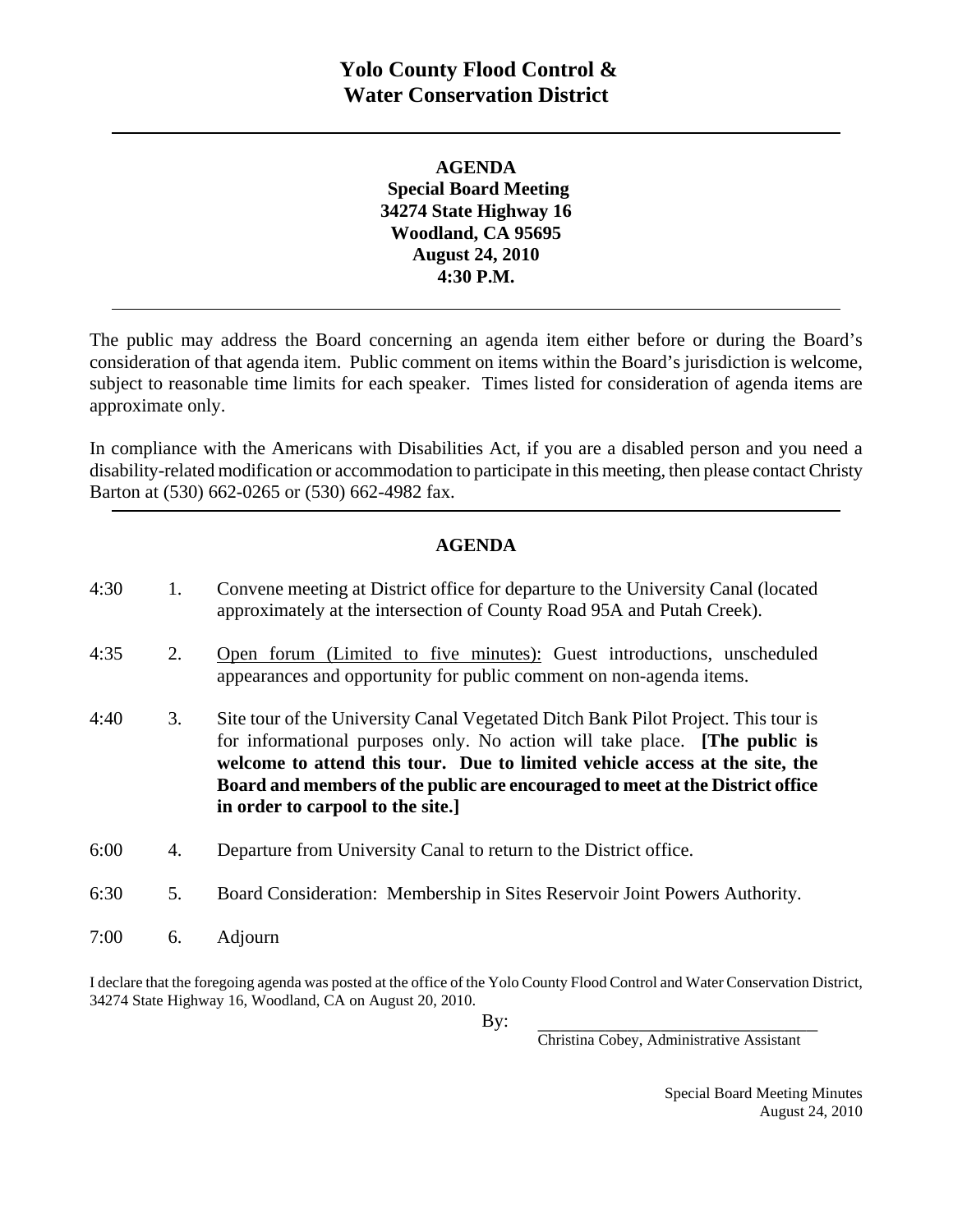# Yolo County Flood Control & Water Conservation District

---

**AGENDA**
**Special Board Meeting**
**34274 State Highway 16**
**Woodland, CA 95695**
**August 24, 2010**
**4:30 P.M.**

---

The public may address the Board concerning an agenda item either before or during the Board's consideration of that agenda item. Public comment on items within the Board's jurisdiction is welcome, subject to reasonable time limits for each speaker. Times listed for consideration of agenda items are approximate only.

In compliance with the Americans with Disabilities Act, if you are a disabled person and you need a disability-related modification or accommodation to participate in this meeting, then please contact Christy Barton at (530) 662-0265 or (530) 662-4982 fax.

---

**AGENDA**

| | | |
|---|---|---|
| 4:30 | 1. | Convene meeting at District office for departure to the University Canal (located approximately at the intersection of County Road 95A and Putah Creek). |
| 4:35 | 2. | Open forum (Limited to five minutes): Guest introductions, unscheduled appearances and opportunity for public comment on non-agenda items. |
| 4:40 | 3. | Site tour of the University Canal Vegetated Ditch Bank Pilot Project. This tour is for informational purposes only. No action will take place. **[The public is welcome to attend this tour. Due to limited vehicle access at the site, the Board and members of the public are encouraged to meet at the District office in order to carpool to the site.]** |
| 6:00 | 4. | Departure from University Canal to return to the District office. |
| 6:30 | 5. | Board Consideration: Membership in Sites Reservoir Joint Powers Authority. |
| 7:00 | 6. | Adjourn |

I declare that the foregoing agenda was posted at the office of the Yolo County Flood Control and Water Conservation District, 34274 State Highway 16, Woodland, CA on August 20, 2010.

By: ________________________________
Christina Cobey, Administrative Assistant

Special Board Meeting Minutes
August 24, 2010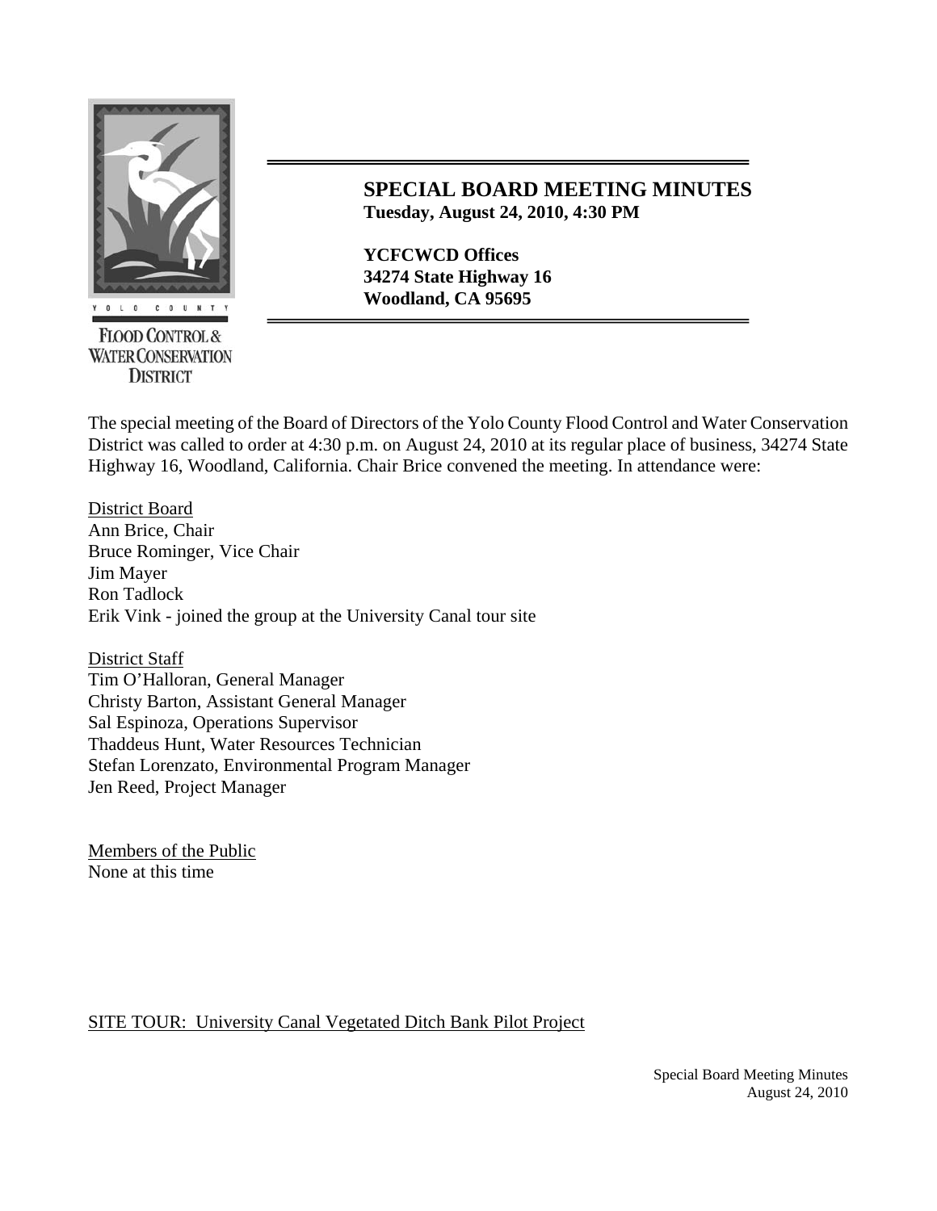YOLO COUNTY

FLOOD CONTROL & WATER CONSERVATION DISTRICT

# SPECIAL BOARD MEETING MINUTES

**Tuesday, August 24, 2010, 4:30 PM**

**YCFCWCD Offices**
**34274 State Highway 16**
**Woodland, CA 95695**

The special meeting of the Board of Directors of the Yolo County Flood Control and Water Conservation District was called to order at 4:30 p.m. on August 24, 2010 at its regular place of business, 34274 State Highway 16, Woodland, California. Chair Brice convened the meeting. In attendance were:

District Board
Ann Brice, Chair
Bruce Rominger, Vice Chair
Jim Mayer
Ron Tadlock
Erik Vink - joined the group at the University Canal tour site

District Staff
Tim O'Halloran, General Manager
Christy Barton, Assistant General Manager
Sal Espinoza, Operations Supervisor
Thaddeus Hunt, Water Resources Technician
Stefan Lorenzato, Environmental Program Manager
Jen Reed, Project Manager

Members of the Public
None at this time

SITE TOUR: University Canal Vegetated Ditch Bank Pilot Project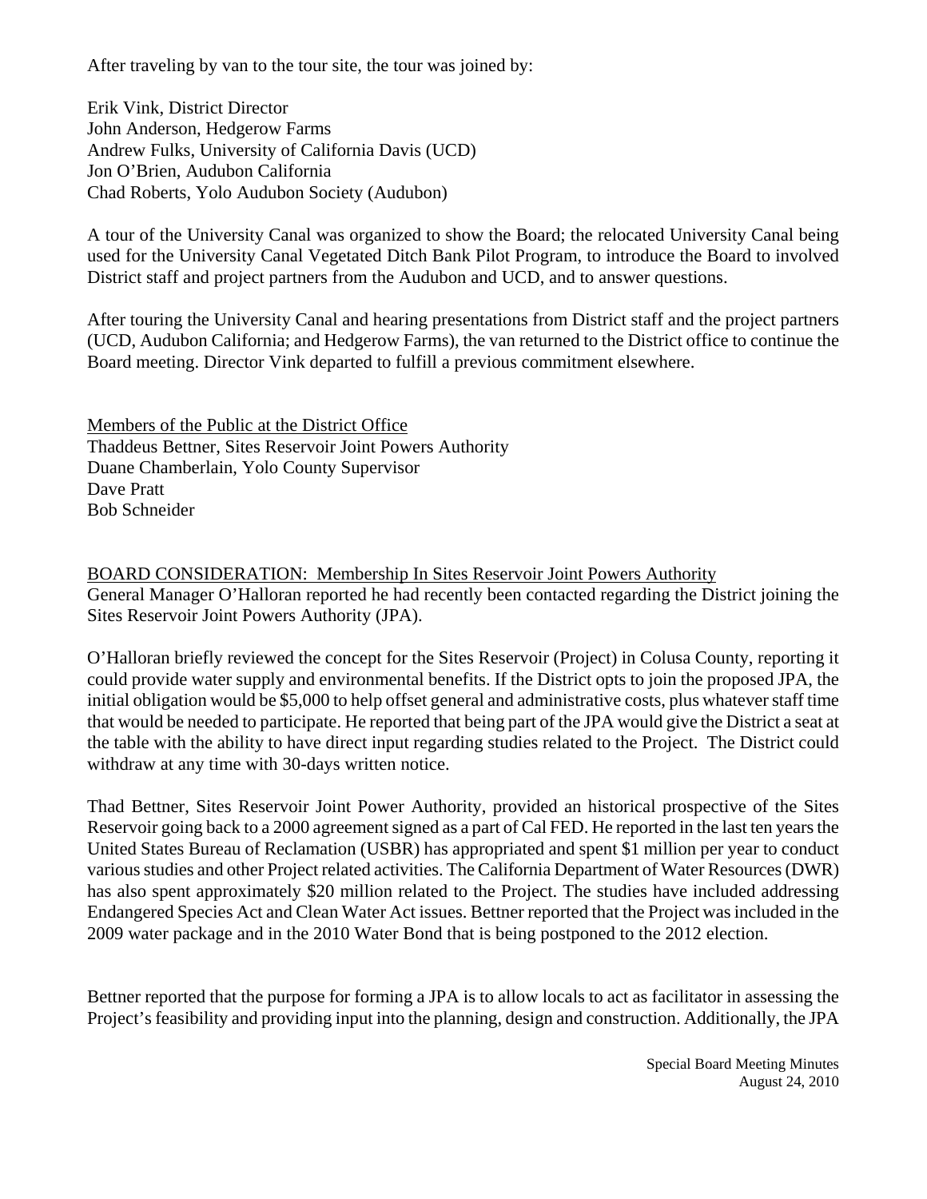After traveling by van to the tour site, the tour was joined by:

Erik Vink, District Director
John Anderson, Hedgerow Farms
Andrew Fulks, University of California Davis (UCD)
Jon O'Brien, Audubon California
Chad Roberts, Yolo Audubon Society (Audubon)

A tour of the University Canal was organized to show the Board; the relocated University Canal being used for the University Canal Vegetated Ditch Bank Pilot Program, to introduce the Board to involved District staff and project partners from the Audubon and UCD, and to answer questions.

After touring the University Canal and hearing presentations from District staff and the project partners (UCD, Audubon California; and Hedgerow Farms), the van returned to the District office to continue the Board meeting. Director Vink departed to fulfill a previous commitment elsewhere.

Members of the Public at the District Office
Thaddeus Bettner, Sites Reservoir Joint Powers Authority
Duane Chamberlain, Yolo County Supervisor
Dave Pratt
Bob Schneider

BOARD CONSIDERATION: Membership In Sites Reservoir Joint Powers Authority
General Manager O'Halloran reported he had recently been contacted regarding the District joining the Sites Reservoir Joint Powers Authority (JPA).

O'Halloran briefly reviewed the concept for the Sites Reservoir (Project) in Colusa County, reporting it could provide water supply and environmental benefits. If the District opts to join the proposed JPA, the initial obligation would be $5,000 to help offset general and administrative costs, plus whatever staff time that would be needed to participate. He reported that being part of the JPA would give the District a seat at the table with the ability to have direct input regarding studies related to the Project. The District could withdraw at any time with 30-days written notice.

Thad Bettner, Sites Reservoir Joint Power Authority, provided an historical prospective of the Sites Reservoir going back to a 2000 agreement signed as a part of Cal FED. He reported in the last ten years the United States Bureau of Reclamation (USBR) has appropriated and spent $1 million per year to conduct various studies and other Project related activities. The California Department of Water Resources (DWR) has also spent approximately $20 million related to the Project. The studies have included addressing Endangered Species Act and Clean Water Act issues. Bettner reported that the Project was included in the 2009 water package and in the 2010 Water Bond that is being postponed to the 2012 election.

Bettner reported that the purpose for forming a JPA is to allow locals to act as facilitator in assessing the Project's feasibility and providing input into the planning, design and construction. Additionally, the JPA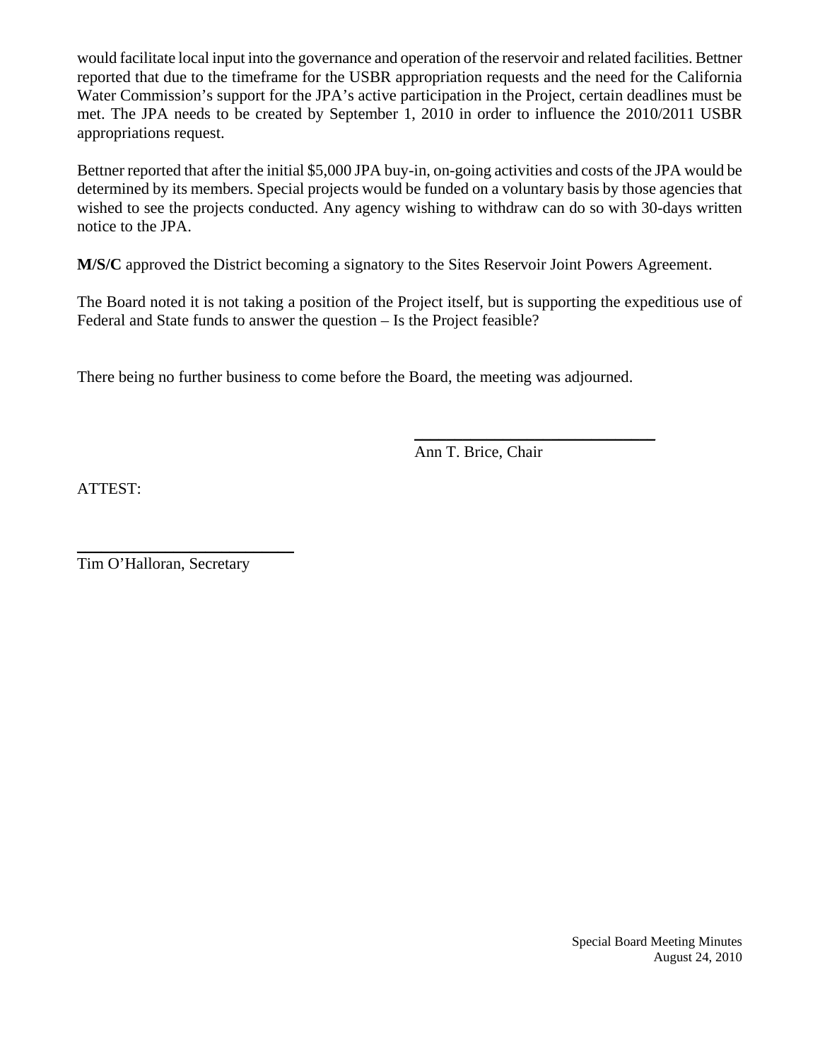would facilitate local input into the governance and operation of the reservoir and related facilities. Bettner reported that due to the timeframe for the USBR appropriation requests and the need for the California Water Commission's support for the JPA's active participation in the Project, certain deadlines must be met. The JPA needs to be created by September 1, 2010 in order to influence the 2010/2011 USBR appropriations request.

Bettner reported that after the initial $5,000 JPA buy-in, on-going activities and costs of the JPA would be determined by its members. Special projects would be funded on a voluntary basis by those agencies that wished to see the projects conducted. Any agency wishing to withdraw can do so with 30-days written notice to the JPA.

**M/S/C** approved the District becoming a signatory to the Sites Reservoir Joint Powers Agreement.

The Board noted it is not taking a position of the Project itself, but is supporting the expeditious use of Federal and State funds to answer the question – Is the Project feasible?

There being no further business to come before the Board, the meeting was adjourned.

Ann T. Brice, Chair

ATTEST:

Tim O'Halloran, Secretary